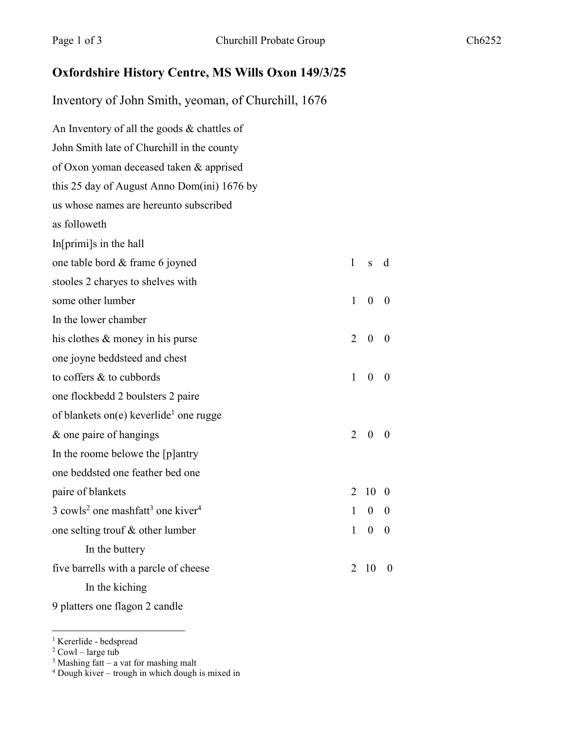## Oxfordshire History Centre, MS Wills Oxon 149/3/25

Inventory of John Smith, yeoman, of Churchill, 1676

An Inventory of all the goods & chattles of
John Smith late of Churchill in the county
of Oxon yoman deceased taken & apprised
this 25 day of August Anno Dom(ini) 1676 by
us whose names are hereunto subscribed
as followeth

| | l | s | d |
|---|---|---|---|
| In[primi]s in the hall | | | |
| one table bord & frame 6 joyned | | | |
| stooles 2 charyes to shelves with | | | |
| some other lumber | 1 | 0 | 0 |
| In the lower chamber | | | |
| his clothes & money in his purse | 2 | 0 | 0 |
| one joyne beddsteed and chest | | | |
| to coffers & to cubbords | 1 | 0 | 0 |
| one flockbedd 2 boulsters 2 paire | | | |
| of blankets on(e) keverlide[1] one rugge | | | |
| & one paire of hangings | 2 | 0 | 0 |
| In the roome belowe the [p]antry | | | |
| one beddsted one feather bed one | | | |
| paire of blankets | 2 | 10 | 0 |
| 3 cowls[2] one mashfatt[3] one kiver[4] | 1 | 0 | 0 |
| one selting trouf & other lumber | 1 | 0 | 0 |
| In the buttery | | | |
| five barrells with a parcle of cheese | 2 | 10 | 0 |
| In the kiching | | | |
| 9 platters one flagon 2 candle | | | |

[1] Kererlide - bedspread
[2] Cowl – large tub
[3] Mashing fatt – a vat for mashing malt
[4] Dough kiver – trough in which dough is mixed in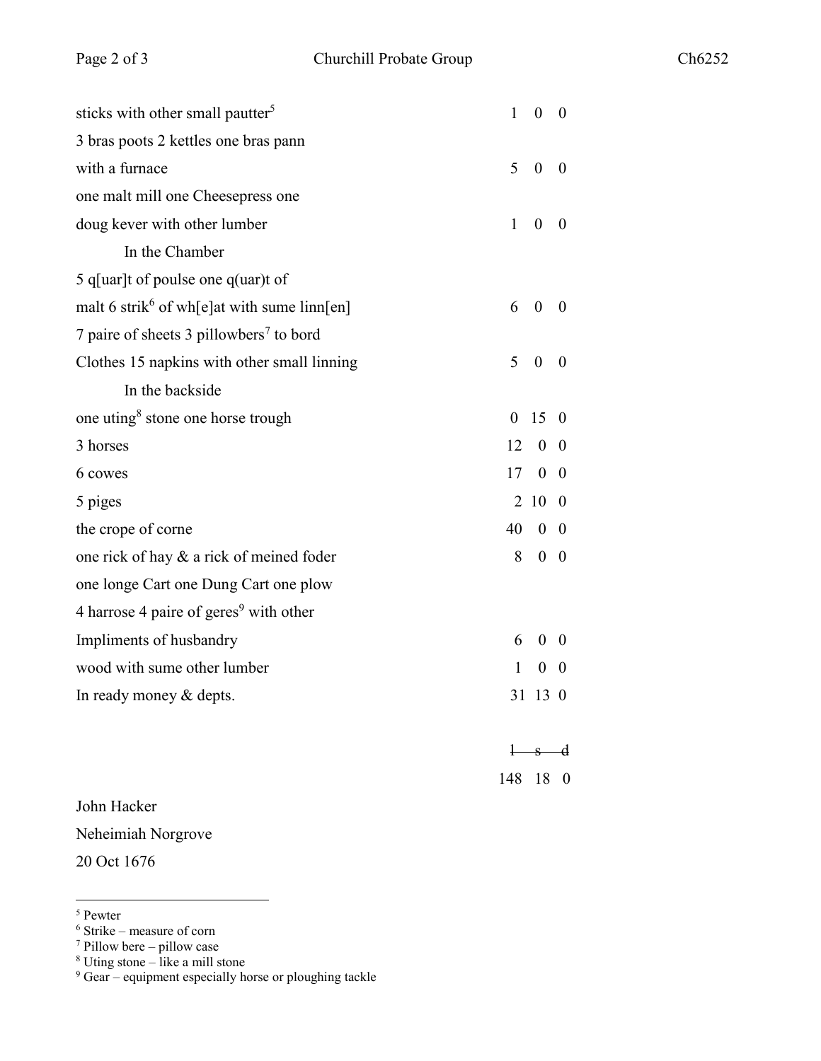| | |
|---|---|
| sticks with other small pautter[5] | 1 0 0 |
| 3 bras poots 2 kettles one bras pann | |
| with a furnace | 5 0 0 |
| one malt mill one Cheesepress one | |
| doug kever with other lumber | 1 0 0 |
| In the Chamber | |
| 5 q[uar]t of poulse one q(uar)t of | |
| malt 6 strik[6] of wh[e]at with sume linn[en] | 6 0 0 |
| 7 paire of sheets 3 pillowbers[7] to bord | |
| Clothes 15 napkins with other small linning | 5 0 0 |
| In the backside | |
| one uting[8] stone one horse trough | 0 15 0 |
| 3 horses | 12 0 0 |
| 6 cowes | 17 0 0 |
| 5 piges | 2 10 0 |
| the crope of corne | 40 0 0 |
| one rick of hay & a rick of meined foder | 8 0 0 |
| one longe Cart one Dung Cart one plow | |
| 4 harrose 4 paire of geres[9] with other | |
| Impliments of husbandry | 6 0 0 |
| wood with sume other lumber | 1 0 0 |
| In ready money & depts. | 31 13 0 |
| | ~~l s d~~ |
| | 148 18 0 |

John Hacker

Neheimiah Norgrove

20 Oct 1676

---

[5] Pewter

[6] Strike – measure of corn

[7] Pillow bere – pillow case

[8] Uting stone – like a mill stone

[9] Gear – equipment especially horse or ploughing tackle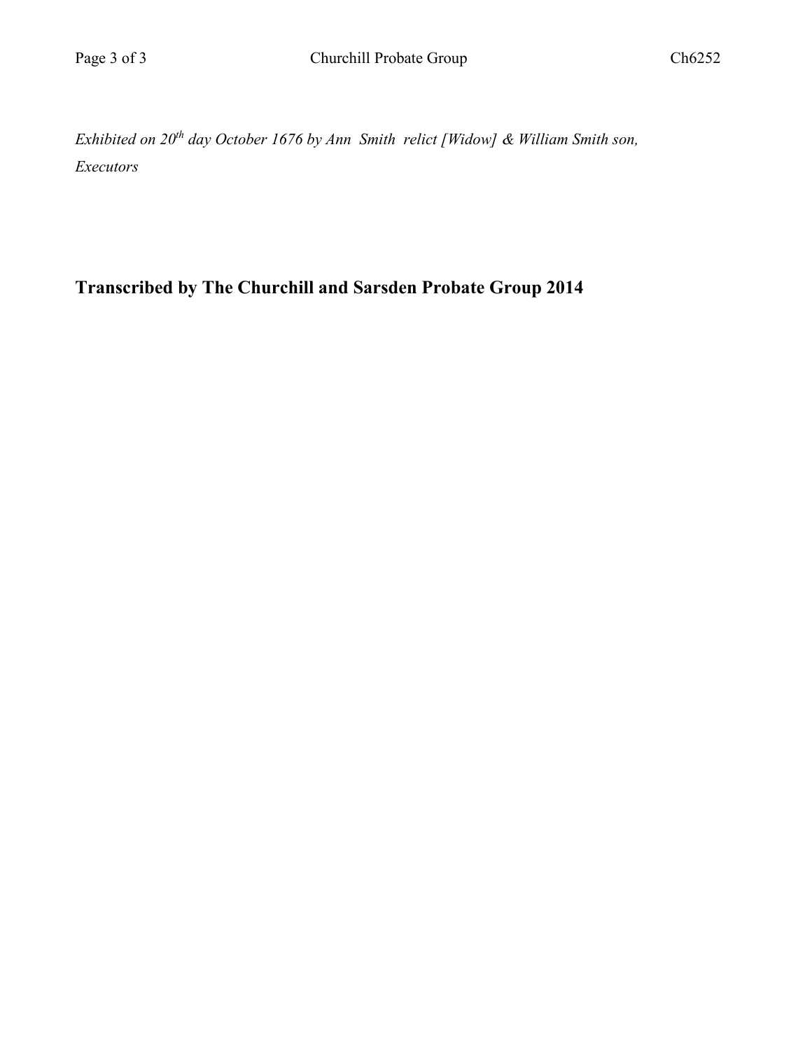*Exhibited on 20th day October 1676 by Ann Smith relict [Widow] & William Smith son, Executors*

**Transcribed by The Churchill and Sarsden Probate Group 2014**